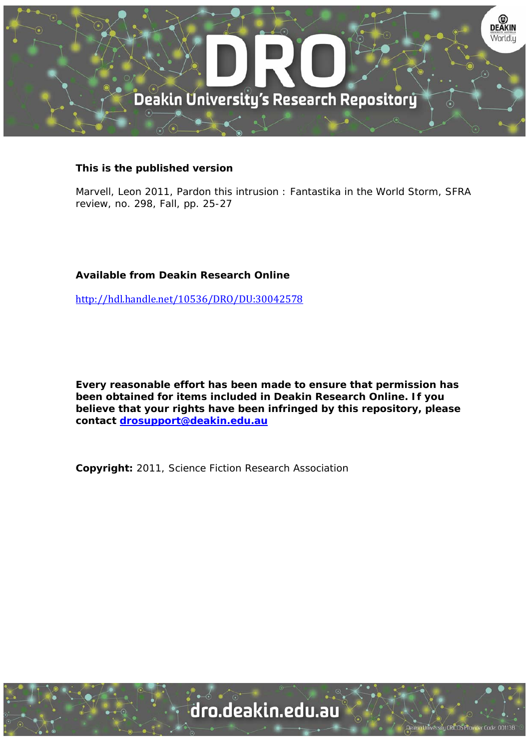**This is the published version**

Marvell, Leon 2011, Pardon this intrusion : Fantastika in the World Storm, SFRA review, no. 298, Fall, pp. 25-27

**Available from Deakin Research Online**

http://hdl.handle.net/10536/DRO/DU:30042578

**Every reasonable effort has been made to ensure that permission has been obtained for items included in Deakin Research Online. If you believe that your rights have been infringed by this repository, please contact drosupport@deakin.edu.au**

**Copyright:** 2011, Science Fiction Research Association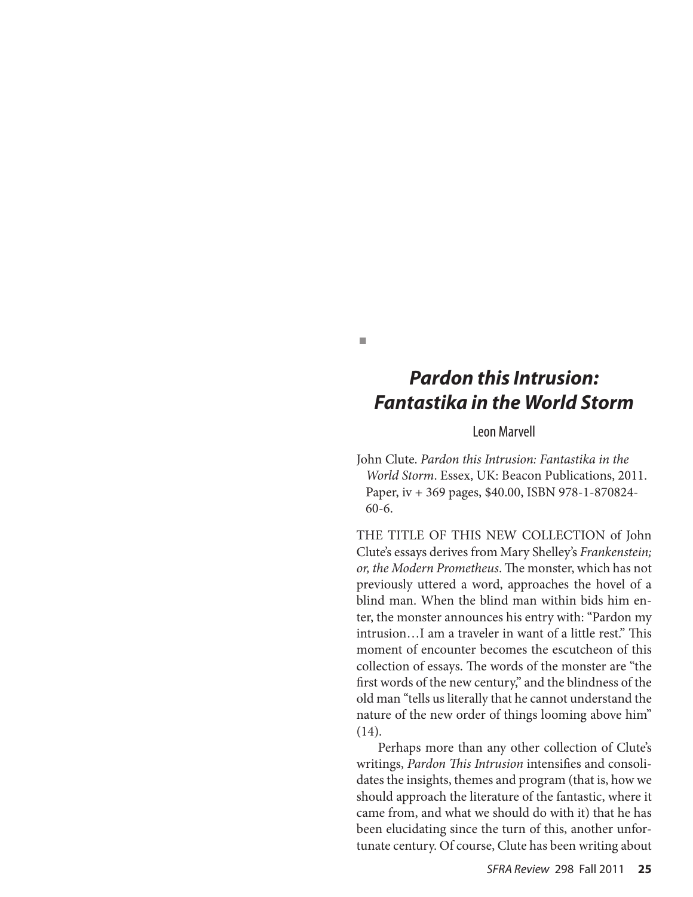## *Pardon this Intrusion: Fantastika in the World Storm*

Leon Marvell

John Clute. *Pardon this Intrusion: Fantastika in the World Storm*. Essex, UK: Beacon Publications, 2011. Paper, iv + 369 pages, $40.00, ISBN 978-1-870824-60-6.

THE TITLE OF THIS NEW COLLECTION of John Clute's essays derives from Mary Shelley's *Frankenstein; or, the Modern Prometheus*. The monster, which has not previously uttered a word, approaches the hovel of a blind man. When the blind man within bids him enter, the monster announces his entry with: "Pardon my intrusion…I am a traveler in want of a little rest." This moment of encounter becomes the escutcheon of this collection of essays. The words of the monster are "the first words of the new century," and the blindness of the old man "tells us literally that he cannot understand the nature of the new order of things looming above him" (14).

Perhaps more than any other collection of Clute's writings, *Pardon This Intrusion* intensifies and consolidates the insights, themes and program (that is, how we should approach the literature of the fantastic, where it came from, and what we should do with it) that he has been elucidating since the turn of this, another unfortunate century. Of course, Clute has been writing about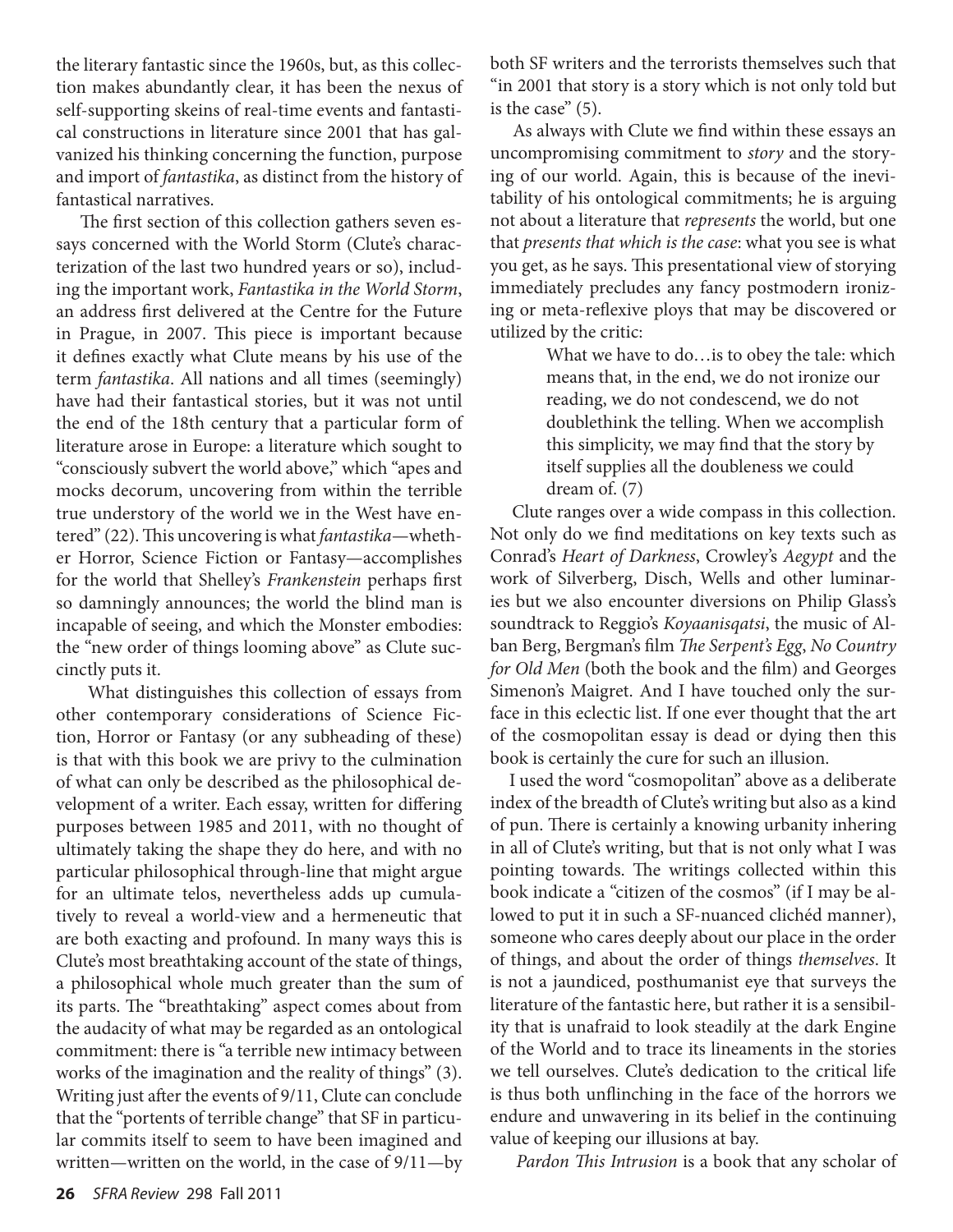the literary fantastic since the 1960s, but, as this collection makes abundantly clear, it has been the nexus of self-supporting skeins of real-time events and fantastical constructions in literature since 2001 that has galvanized his thinking concerning the function, purpose and import of *fantastika*, as distinct from the history of fantastical narratives.

The first section of this collection gathers seven essays concerned with the World Storm (Clute's characterization of the last two hundred years or so), including the important work, *Fantastika in the World Storm*, an address first delivered at the Centre for the Future in Prague, in 2007. This piece is important because it defines exactly what Clute means by his use of the term *fantastika*. All nations and all times (seemingly) have had their fantastical stories, but it was not until the end of the 18th century that a particular form of literature arose in Europe: a literature which sought to "consciously subvert the world above," which "apes and mocks decorum, uncovering from within the terrible true understory of the world we in the West have entered" (22). This uncovering is what *fantastika*—whether Horror, Science Fiction or Fantasy—accomplishes for the world that Shelley's *Frankenstein* perhaps first so damningly announces; the world the blind man is incapable of seeing, and which the Monster embodies: the "new order of things looming above" as Clute succinctly puts it.

What distinguishes this collection of essays from other contemporary considerations of Science Fiction, Horror or Fantasy (or any subheading of these) is that with this book we are privy to the culmination of what can only be described as the philosophical development of a writer. Each essay, written for differing purposes between 1985 and 2011, with no thought of ultimately taking the shape they do here, and with no particular philosophical through-line that might argue for an ultimate telos, nevertheless adds up cumulatively to reveal a world-view and a hermeneutic that are both exacting and profound. In many ways this is Clute's most breathtaking account of the state of things, a philosophical whole much greater than the sum of its parts. The "breathtaking" aspect comes about from the audacity of what may be regarded as an ontological commitment: there is "a terrible new intimacy between works of the imagination and the reality of things" (3). Writing just after the events of 9/11, Clute can conclude that the "portents of terrible change" that SF in particular commits itself to seem to have been imagined and written—written on the world, in the case of 9/11—by both SF writers and the terrorists themselves such that "in 2001 that story is a story which is not only told but is the case" (5).

As always with Clute we find within these essays an uncompromising commitment to *story* and the storying of our world. Again, this is because of the inevitability of his ontological commitments; he is arguing not about a literature that *represents* the world, but one that *presents that which is the case*: what you see is what you get, as he says. This presentational view of storying immediately precludes any fancy postmodern ironizing or meta-reflexive ploys that may be discovered or utilized by the critic:

> What we have to do…is to obey the tale: which means that, in the end, we do not ironize our reading, we do not condescend, we do not doublethink the telling. When we accomplish this simplicity, we may find that the story by itself supplies all the doubleness we could dream of. (7)

Clute ranges over a wide compass in this collection. Not only do we find meditations on key texts such as Conrad's *Heart of Darkness*, Crowley's *Aegypt* and the work of Silverberg, Disch, Wells and other luminaries but we also encounter diversions on Philip Glass's soundtrack to Reggio's *Koyaanisqatsi*, the music of Alban Berg, Bergman's film *The Serpent's Egg*, *No Country for Old Men* (both the book and the film) and Georges Simenon's Maigret. And I have touched only the surface in this eclectic list. If one ever thought that the art of the cosmopolitan essay is dead or dying then this book is certainly the cure for such an illusion.

I used the word "cosmopolitan" above as a deliberate index of the breadth of Clute's writing but also as a kind of pun. There is certainly a knowing urbanity inhering in all of Clute's writing, but that is not only what I was pointing towards. The writings collected within this book indicate a "citizen of the cosmos" (if I may be allowed to put it in such a SF-nuanced clichéd manner), someone who cares deeply about our place in the order of things, and about the order of things *themselves*. It is not a jaundiced, posthumanist eye that surveys the literature of the fantastic here, but rather it is a sensibility that is unafraid to look steadily at the dark Engine of the World and to trace its lineaments in the stories we tell ourselves. Clute's dedication to the critical life is thus both unflinching in the face of the horrors we endure and unwavering in its belief in the continuing value of keeping our illusions at bay.

*Pardon This Intrusion* is a book that any scholar of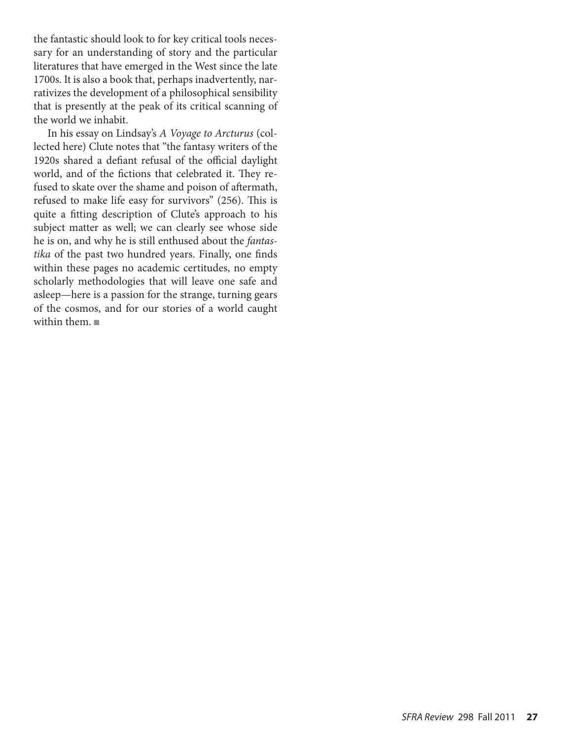the fantastic should look to for key critical tools necessary for an understanding of story and the particular literatures that have emerged in the West since the late 1700s. It is also a book that, perhaps inadvertently, narrativizes the development of a philosophical sensibility that is presently at the peak of its critical scanning of the world we inhabit.

In his essay on Lindsay's *A Voyage to Arcturus* (collected here) Clute notes that "the fantasy writers of the 1920s shared a defiant refusal of the official daylight world, and of the fictions that celebrated it. They refused to skate over the shame and poison of aftermath, refused to make life easy for survivors" (256). This is quite a fitting description of Clute's approach to his subject matter as well; we can clearly see whose side he is on, and why he is still enthused about the *fantastika* of the past two hundred years. Finally, one finds within these pages no academic certitudes, no empty scholarly methodologies that will leave one safe and asleep—here is a passion for the strange, turning gears of the cosmos, and for our stories of a world caught within them. ■